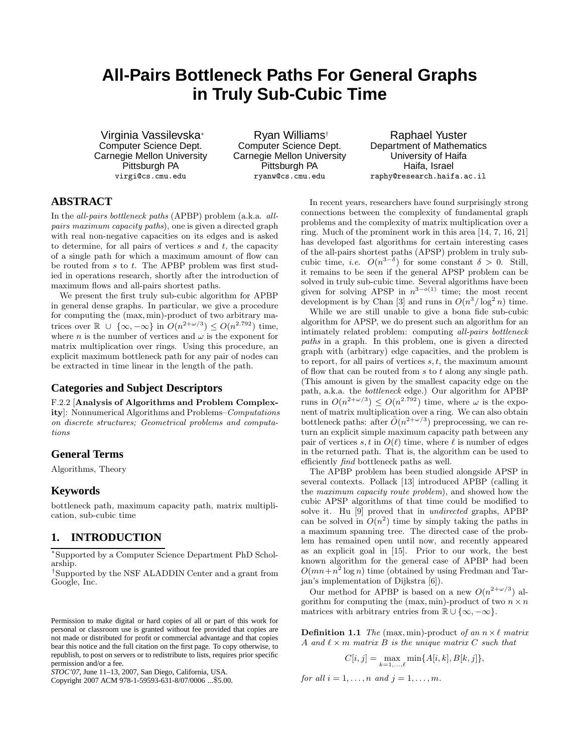# All-Pairs Bottleneck Paths For General Graphs in Truly Sub-Cubic Time

Virginia Vassilevska[*]
Computer Science Dept.
Carnegie Mellon University
Pittsburgh PA
virgi@cs.cmu.edu

Ryan Williams[†]
Computer Science Dept.
Carnegie Mellon University
Pittsburgh PA
ryanw@cs.cmu.edu

Raphael Yuster
Department of Mathematics
University of Haifa
Haifa, Israel
raphy@research.haifa.ac.il

## ABSTRACT

In the *all-pairs bottleneck paths* (APBP) problem (a.k.a. *all-pairs maximum capacity paths*), one is given a directed graph with real non-negative capacities on its edges and is asked to determine, for all pairs of vertices $s$ and $t$, the capacity of a single path for which a maximum amount of flow can be routed from $s$ to $t$. The APBP problem was first studied in operations research, shortly after the introduction of maximum flows and all-pairs shortest paths.

We present the first truly sub-cubic algorithm for APBP in general dense graphs. In particular, we give a procedure for computing the $(\max, \min)$-product of two arbitrary matrices over $\mathbb{R} \cup \{\infty, -\infty\}$ in $O(n^{2+\omega/3}) \le O(n^{2.792})$ time, where $n$ is the number of vertices and $\omega$ is the exponent for matrix multiplication over rings. Using this procedure, an explicit maximum bottleneck path for any pair of nodes can be extracted in time linear in the length of the path.

### Categories and Subject Descriptors

F.2.2 [**Analysis of Algorithms and Problem Complexity**]: Nonnumerical Algorithms and Problems–*Computations on discrete structures; Geometrical problems and computations*

### General Terms

Algorithms, Theory

### Keywords

bottleneck path, maximum capacity path, matrix multiplication, sub-cubic time

## 1. INTRODUCTION

In recent years, researchers have found surprisingly strong connections between the complexity of fundamental graph problems and the complexity of matrix multiplication over a ring. Much of the prominent work in this area [14, 7, 16, 21] has developed fast algorithms for certain interesting cases of the all-pairs shortest paths (APSP) problem in truly sub-cubic time, *i.e.* $O(n^{3-\delta})$ for some constant $\delta > 0$. Still, it remains to be seen if the general APSP problem can be solved in truly sub-cubic time. Several algorithms have been given for solving APSP in $n^{3-o(1)}$ time; the most recent development is by Chan [3] and runs in $O(n^3/\log^2 n)$ time.

While we are still unable to give a bona fide sub-cubic algorithm for APSP, we do present such an algorithm for an intimately related problem: computing *all-pairs bottleneck paths* in a graph. In this problem, one is given a directed graph with (arbitrary) edge capacities, and the problem is to report, for all pairs of vertices $s, t$, the maximum amount of flow that can be routed from $s$ to $t$ along any single path. (This amount is given by the smallest capacity edge on the path, a.k.a. the *bottleneck* edge.) Our algorithm for APBP runs in $O(n^{2+\omega/3}) \le O(n^{2.792})$ time, where $\omega$ is the exponent of matrix multiplication over a ring. We can also obtain bottleneck paths: after $\tilde{O}(n^{2+\omega/3})$ preprocessing, we can return an explicit simple maximum capacity path between any pair of vertices $s, t$ in $O(\ell)$ time, where $\ell$ is number of edges in the returned path. That is, the algorithm can be used to efficiently *find* bottleneck paths as well.

The APBP problem has been studied alongside APSP in several contexts. Pollack [13] introduced APBP (calling it the *maximum capacity route problem*), and showed how the cubic APSP algorithms of that time could be modified to solve it. Hu [9] proved that in *undirected* graphs, APBP can be solved in $O(n^2)$ time by simply taking the paths in a maximum spanning tree. The directed case of the problem has remained open until now, and recently appeared as an explicit goal in [15]. Prior to our work, the best known algorithm for the general case of APBP had been $O(mn + n^2 \log n)$ time (obtained by using Fredman and Tarjan's implementation of Dijkstra [6]).

Our method for APBP is based on a new $O(n^{2+\omega/3})$ algorithm for computing the $(\max, \min)$-product of two $n \times n$ matrices with arbitrary entries from $\mathbb{R} \cup \{\infty, -\infty\}$.

**Definition 1.1** *The* $(\max, \min)$*-product of an* $n \times \ell$ *matrix* $A$ *and* $\ell \times m$ *matrix* $B$ *is the unique matrix* $C$ *such that*

$$C[i, j] = \max_{k=1,\ldots,\ell} \min\{A[i, k], B[k, j]\},$$

*for all* $i = 1, \ldots, n$ *and* $j = 1, \ldots, m$.

---

[*]Supported by a Computer Science Department PhD Scholarship.

[†]Supported by the NSF ALADDIN Center and a grant from Google, Inc.

Permission to make digital or hard copies of all or part of this work for personal or classroom use is granted without fee provided that copies are not made or distributed for profit or commercial advantage and that copies bear this notice and the full citation on the first page. To copy otherwise, to republish, to post on servers or to redistribute to lists, requires prior specific permission and/or a fee.
*STOC'07*, June 11–13, 2007, San Diego, California, USA.
Copyright 2007 ACM 978-1-59593-631-8/07/0006 ...$5.00.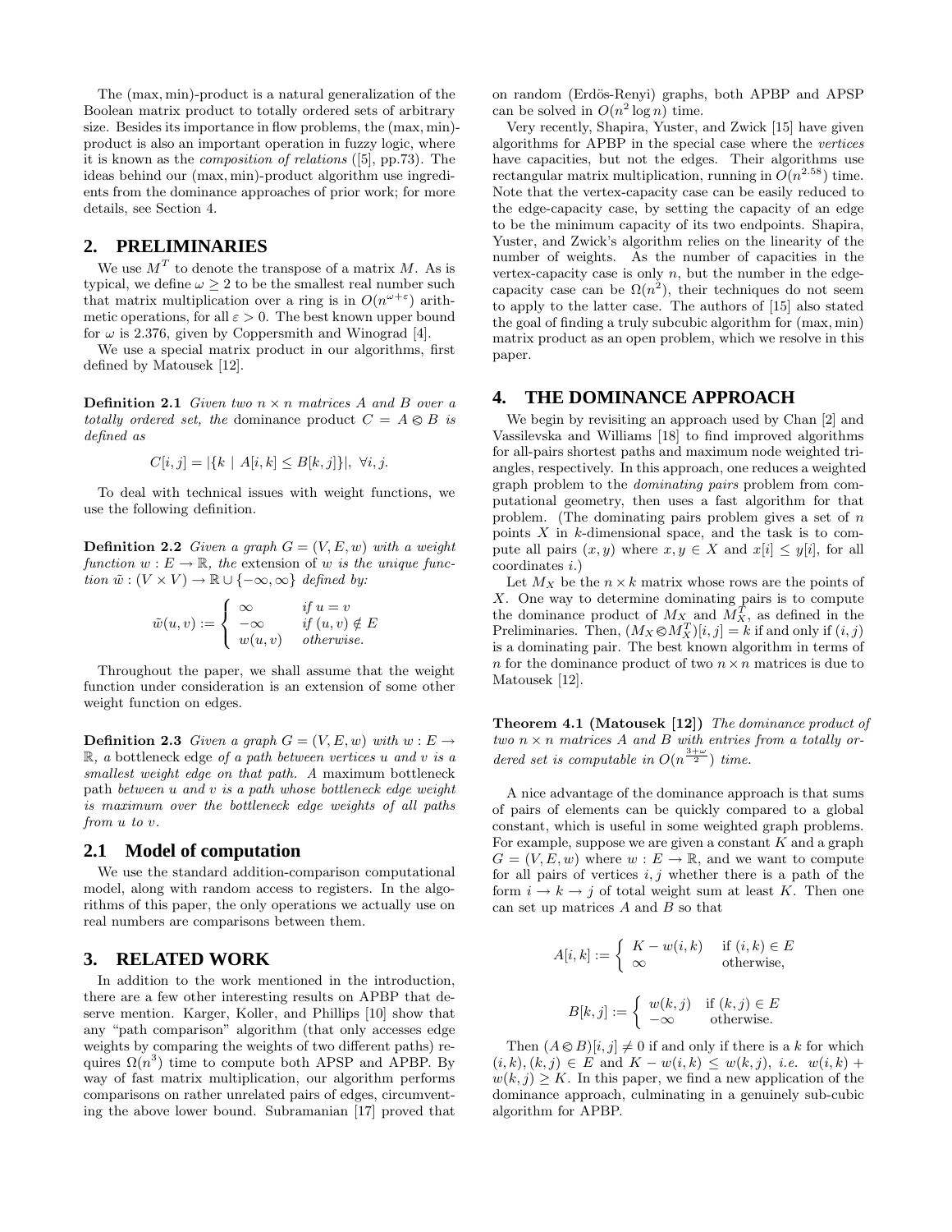The $(\max, \min)$-product is a natural generalization of the Boolean matrix product to totally ordered sets of arbitrary size. Besides its importance in flow problems, the $(\max, \min)$-product is also an important operation in fuzzy logic, where it is known as the *composition of relations* ([5], pp.73). The ideas behind our $(\max, \min)$-product algorithm use ingredients from the dominance approaches of prior work; for more details, see Section 4.

## 2. PRELIMINARIES

We use $M^T$ to denote the transpose of a matrix $M$. As is typical, we define $\omega \geq 2$ to be the smallest real number such that matrix multiplication over a ring is in $O(n^{\omega+\varepsilon})$ arithmetic operations, for all $\varepsilon > 0$. The best known upper bound for $\omega$ is 2.376, given by Coppersmith and Winograd [4].

We use a special matrix product in our algorithms, first defined by Matousek [12].

**Definition 2.1** *Given two $n \times n$ matrices $A$ and $B$ over a totally ordered set, the* dominance product $C = A \otimes B$ *is defined as*

$$C[i,j] = |\{k \mid A[i,k] \leq B[k,j]\}|, \ \forall i, j.$$

To deal with technical issues with weight functions, we use the following definition.

**Definition 2.2** *Given a graph $G = (V, E, w)$ with a weight function $w : E \to \mathbb{R}$, the* extension of $w$ *is the unique function $\tilde{w} : (V \times V) \to \mathbb{R} \cup \{-\infty, \infty\}$ defined by:*

$$\tilde{w}(u,v) := \begin{cases} \infty & \text{if } u = v \\ -\infty & \text{if } (u,v) \notin E \\ w(u,v) & \text{otherwise.} \end{cases}$$

Throughout the paper, we shall assume that the weight function under consideration is an extension of some other weight function on edges.

**Definition 2.3** *Given a graph $G = (V, E, w)$ with $w : E \to \mathbb{R}$, a* bottleneck edge *of a path between vertices $u$ and $v$ is a smallest weight edge on that path. A* maximum bottleneck path *between $u$ and $v$ is a path whose bottleneck edge weight is maximum over the bottleneck edge weights of all paths from $u$ to $v$.*

### 2.1 Model of computation

We use the standard addition-comparison computational model, along with random access to registers. In the algorithms of this paper, the only operations we actually use on real numbers are comparisons between them.

## 3. RELATED WORK

In addition to the work mentioned in the introduction, there are a few other interesting results on APBP that deserve mention. Karger, Koller, and Phillips [10] show that any "path comparison" algorithm (that only accesses edge weights by comparing the weights of two different paths) requires $\Omega(n^3)$ time to compute both APSP and APBP. By way of fast matrix multiplication, our algorithm performs comparisons on rather unrelated pairs of edges, circumventing the above lower bound. Subramanian [17] proved that on random (Erdös-Renyi) graphs, both APBP and APSP can be solved in $O(n^2 \log n)$ time.

Very recently, Shapira, Yuster, and Zwick [15] have given algorithms for APBP in the special case where the *vertices* have capacities, but not the edges. Their algorithms use rectangular matrix multiplication, running in $O(n^{2.58})$ time. Note that the vertex-capacity case can be easily reduced to the edge-capacity case, by setting the capacity of an edge to be the minimum capacity of its two endpoints. Shapira, Yuster, and Zwick's algorithm relies on the linearity of the number of weights. As the number of capacities in the vertex-capacity case is only $n$, but the number in the edge-capacity case can be $\Omega(n^2)$, their techniques do not seem to apply to the latter case. The authors of [15] also stated the goal of finding a truly subcubic algorithm for $(\max, \min)$ matrix product as an open problem, which we resolve in this paper.

## 4. THE DOMINANCE APPROACH

We begin by revisiting an approach used by Chan [2] and Vassilevska and Williams [18] to find improved algorithms for all-pairs shortest paths and maximum node weighted triangles, respectively. In this approach, one reduces a weighted graph problem to the *dominating pairs* problem from computational geometry, then uses a fast algorithm for that problem. (The dominating pairs problem gives a set of $n$ points $X$ in $k$-dimensional space, and the task is to compute all pairs $(x, y)$ where $x, y \in X$ and $x[i] \leq y[i]$, for all coordinates $i$.)

Let $M_X$ be the $n \times k$ matrix whose rows are the points of $X$. One way to determine dominating pairs is to compute the dominance product of $M_X$ and $M_X^T$, as defined in the Preliminaries. Then, $(M_X \otimes M_X^T)[i,j] = k$ if and only if $(i,j)$ is a dominating pair. The best known algorithm in terms of $n$ for the dominance product of two $n \times n$ matrices is due to Matousek [12].

**Theorem 4.1 (Matousek [12])** *The dominance product of two $n \times n$ matrices $A$ and $B$ with entries from a totally ordered set is computable in $O(n^{\frac{3+\omega}{2}})$ time.*

A nice advantage of the dominance approach is that sums of pairs of elements can be quickly compared to a global constant, which is useful in some weighted graph problems. For example, suppose we are given a constant $K$ and a graph $G = (V, E, w)$ where $w : E \to \mathbb{R}$, and we want to compute for all pairs of vertices $i, j$ whether there is a path of the form $i \to k \to j$ of total weight sum at least $K$. Then one can set up matrices $A$ and $B$ so that

$$A[i,k] := \begin{cases} K - w(i,k) & \text{if } (i,k) \in E \\ \infty & \text{otherwise,} \end{cases}$$

$$B[k,j] := \begin{cases} w(k,j) & \text{if } (k,j) \in E \\ -\infty & \text{otherwise.} \end{cases}$$

Then $(A \otimes B)[i,j] \neq 0$ if and only if there is a $k$ for which $(i,k), (k,j) \in E$ and $K - w(i,k) \leq w(k,j)$, *i.e.* $w(i,k) + w(k,j) \geq K$. In this paper, we find a new application of the dominance approach, culminating in a genuinely sub-cubic algorithm for APBP.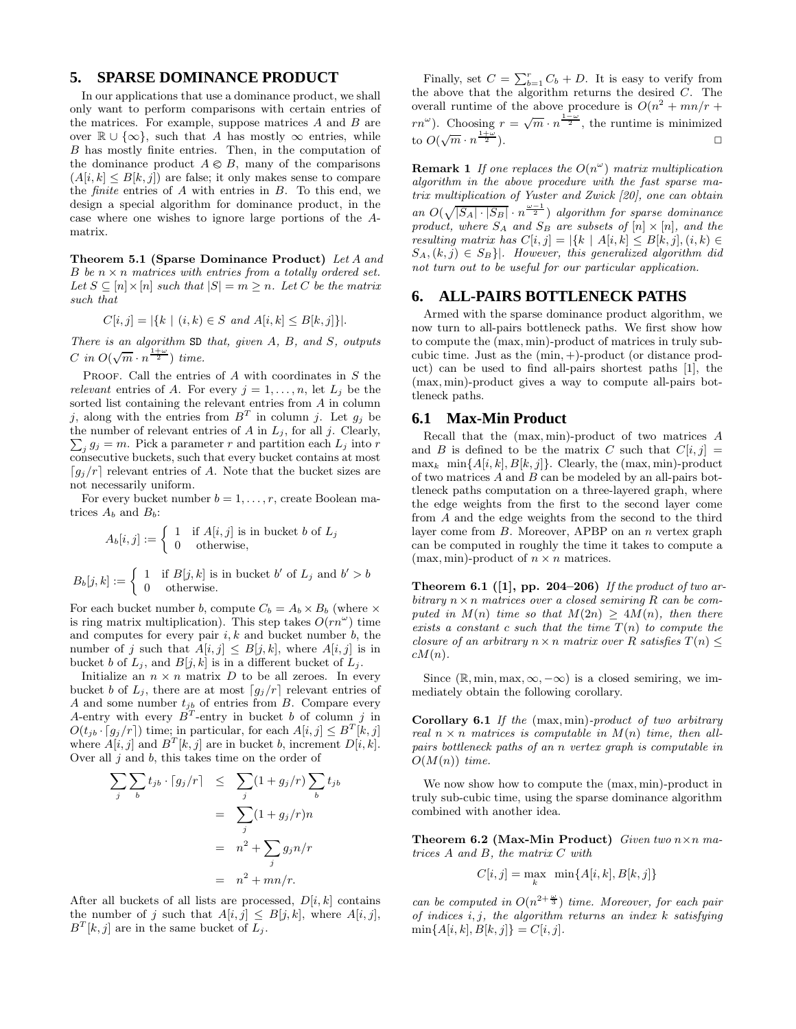## 5. SPARSE DOMINANCE PRODUCT

In our applications that use a dominance product, we shall only want to perform comparisons with certain entries of the matrices. For example, suppose matrices $A$ and $B$ are over $\mathbb{R} \cup \{\infty\}$, such that $A$ has mostly $\infty$ entries, while $B$ has mostly finite entries. Then, in the computation of the dominance product $A \circledS B$, many of the comparisons $(A[i,k] \leq B[k,j])$ are false; it only makes sense to compare the *finite* entries of $A$ with entries in $B$. To this end, we design a special algorithm for dominance product, in the case where one wishes to ignore large portions of the $A$-matrix.

**Theorem 5.1 (Sparse Dominance Product)** *Let $A$ and $B$ be $n \times n$ matrices with entries from a totally ordered set. Let $S \subseteq [n] \times [n]$ such that $|S| = m \geq n$. Let $C$ be the matrix such that*

$$C[i,j] = |\{k \mid (i,k) \in S \text{ and } A[i,k] \leq B[k,j]\}|.$$

*There is an algorithm* SD *that, given $A$, $B$, and $S$, outputs $C$ in $O(\sqrt{m} \cdot n^{\frac{1+\omega}{2}})$ time.*

Proof. Call the entries of $A$ with coordinates in $S$ the *relevant* entries of $A$. For every $j = 1, \ldots, n$, let $L_j$ be the sorted list containing the relevant entries from $A$ in column $j$, along with the entries from $B^T$ in column $j$. Let $g_j$ be the number of relevant entries of $A$ in $L_j$, for all $j$. Clearly, $\sum_j g_j = m$. Pick a parameter $r$ and partition each $L_j$ into $r$ consecutive buckets, such that every bucket contains at most $\lceil g_j/r \rceil$ relevant entries of $A$. Note that the bucket sizes are not necessarily uniform.

For every bucket number $b = 1, \ldots, r$, create Boolean matrices $A_b$ and $B_b$:

$$A_b[i,j] := \begin{cases} 1 & \text{if } A[i,j] \text{ is in bucket } b \text{ of } L_j \\ 0 & \text{otherwise,} \end{cases}$$

$$B_b[j,k] := \begin{cases} 1 & \text{if } B[j,k] \text{ is in bucket } b' \text{ of } L_j \text{ and } b' > b \\ 0 & \text{otherwise.} \end{cases}$$

For each bucket number $b$, compute $C_b = A_b \times B_b$ (where $\times$ is ring matrix multiplication). This step takes $O(rn^{\omega})$ time and computes for every pair $i,k$ and bucket number $b$, the number of $j$ such that $A[i,j] \leq B[j,k]$, where $A[i,j]$ is in bucket $b$ of $L_j$, and $B[j,k]$ is in a different bucket of $L_j$.

Initialize an $n \times n$ matrix $D$ to be all zeroes. In every bucket $b$ of $L_j$, there are at most $\lceil g_j/r \rceil$ relevant entries of $A$ and some number $t_{jb}$ of entries from $B$. Compare every $A$-entry with every $B^T$-entry in bucket $b$ of column $j$ in $O(t_{jb} \cdot \lceil g_j/r \rceil)$ time; in particular, for each $A[i,j] \leq B^T[k,j]$ where $A[i,j]$ and $B^T[k,j]$ are in bucket $b$, increment $D[i,k]$. Over all $j$ and $b$, this takes time on the order of

$$\begin{aligned}
\sum_j \sum_b t_{jb} \cdot \lceil g_j/r \rceil &\leq \sum_j (1 + g_j/r) \sum_b t_{jb} \\
&= \sum_j (1 + g_j/r) n \\
&= n^2 + \sum_j g_j n/r \\
&= n^2 + mn/r.
\end{aligned}$$

After all buckets of all lists are processed, $D[i,k]$ contains the number of $j$ such that $A[i,j] \leq B[j,k]$, where $A[i,j]$, $B^T[k,j]$ are in the same bucket of $L_j$.

Finally, set $C = \sum_{b=1}^{r} C_b + D$. It is easy to verify from the above that the algorithm returns the desired $C$. The overall runtime of the above procedure is $O(n^2 + mn/r + rn^{\omega})$. Choosing $r = \sqrt{m} \cdot n^{\frac{1-\omega}{2}}$, the runtime is minimized to $O(\sqrt{m} \cdot n^{\frac{1+\omega}{2}})$. ☐

**Remark 1** *If one replaces the $O(n^{\omega})$ matrix multiplication algorithm in the above procedure with the fast sparse matrix multiplication of Yuster and Zwick [20], one can obtain an $O(\sqrt{|S_A| \cdot |S_B|} \cdot n^{\frac{\omega-1}{2}})$ algorithm for sparse dominance product, where $S_A$ and $S_B$ are subsets of $[n] \times [n]$, and the resulting matrix has $C[i,j] = |\{k \mid A[i,k] \leq B[k,j], (i,k) \in S_A, (k,j) \in S_B\}|$. However, this generalized algorithm did not turn out to be useful for our particular application.*

## 6. ALL-PAIRS BOTTLENECK PATHS

Armed with the sparse dominance product algorithm, we now turn to all-pairs bottleneck paths. We first show how to compute the (max, min)-product of matrices in truly subcubic time. Just as the (min, +)-product (or distance product) can be used to find all-pairs shortest paths [1], the (max, min)-product gives a way to compute all-pairs bottleneck paths.

### 6.1 Max-Min Product

Recall that the (max, min)-product of two matrices $A$ and $B$ is defined to be the matrix $C$ such that $C[i,j] = \max_k \min\{A[i,k], B[k,j]\}$. Clearly, the (max, min)-product of two matrices $A$ and $B$ can be modeled by an all-pairs bottleneck paths computation on a three-layered graph, where the edge weights from the first to the second layer come from $A$ and the edge weights from the second to the third layer come from $B$. Moreover, APBP on an $n$ vertex graph can be computed in roughly the time it takes to compute a (max, min)-product of $n \times n$ matrices.

**Theorem 6.1 ([1], pp. 204–206)** *If the product of two arbitrary $n \times n$ matrices over a closed semiring $R$ can be computed in $M(n)$ time so $M(2n) \geq 4M(n)$, then there exists a constant $c$ such that the time $T(n)$ to compute the closure of an arbitrary $n \times n$ matrix over $R$ satisfies $T(n) \leq cM(n)$.*

Since $(\mathbb{R}, \min, \max, \infty, -\infty)$ is a closed semiring, we immediately obtain the following corollary.

**Corollary 6.1** *If the* (max, min)*-product of two arbitrary real $n \times n$ matrices is computable in $M(n)$ time, then all-pairs bottleneck paths of an $n$ vertex graph is computable in $O(M(n))$ time.*

We now show how to compute the (max, min)-product in truly sub-cubic time, using the sparse dominance algorithm combined with another idea.

**Theorem 6.2 (Max-Min Product)** *Given two $n \times n$ matrices $A$ and $B$, the matrix $C$ with*

$$C[i,j] = \max_k \ \min\{A[i,k], B[k,j]\}$$

*can be computed in $O(n^{2+\frac{\omega}{3}})$ time. Moreover, for each pair of indices $i,j$, the algorithm returns an index $k$ satisfying $\min\{A[i,k], B[k,j]\} = C[i,j]$.*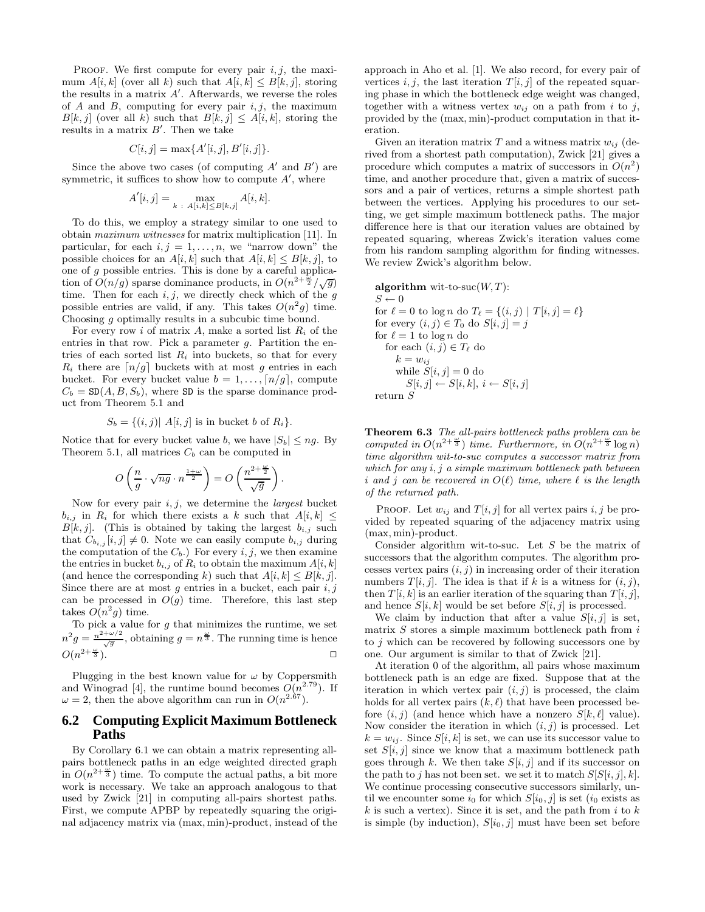Proof. We first compute for every pair $i, j$, the maximum $A[i,k]$ (over all $k$) such that $A[i,k] \le B[k,j]$, storing the results in a matrix $A'$. Afterwards, we reverse the roles of $A$ and $B$, computing for every pair $i, j$, the maximum $B[k,j]$ (over all $k$) such that $B[k,j] \le A[i,k]$, storing the results in a matrix $B'$. Then we take

$$C[i,j] = \max\{A'[i,j], B'[i,j]\}.$$

Since the above two cases (of computing $A'$ and $B'$) are symmetric, it suffices to show how to compute $A'$, where

$$A'[i,j] = \max_{k \,:\, A[i,k] \le B[k,j]} A[i,k].$$

To do this, we employ a strategy similar to one used to obtain *maximum witnesses* for matrix multiplication [11]. In particular, for each $i, j = 1, \ldots, n$, we "narrow down" the possible choices for an $A[i,k]$ such that $A[i,k] \le B[k,j]$, to one of $g$ possible entries. This is done by a careful application of $O(n/g)$ sparse dominance products, in $O(n^{2+\frac{\omega}{2}}/\sqrt{g})$ time. Then for each $i, j$, we directly check which of the $g$ possible entries are valid, if any. This takes $O(n^2 g)$ time. Choosing $g$ optimally results in a subcubic time bound.

For every row $i$ of matrix $A$, make a sorted list $R_i$ of the entries in that row. Pick a parameter $g$. Partition the entries of each sorted list $R_i$ into buckets, so that for every $R_i$ there are $\lceil n/g \rceil$ buckets with at most $g$ entries in each bucket. For every bucket value $b = 1, \ldots, \lceil n/g \rceil$, compute $C_b = \mathtt{SD}(A, B, S_b)$, where $\mathtt{SD}$ is the sparse dominance product from Theorem 5.1 and

$$S_b = \{(i,j) |\ A[i,j] \text{ is in bucket } b \text{ of } R_i\}.$$

Notice that for every bucket value $b$, we have $|S_b| \le ng$. By Theorem 5.1, all matrices $C_b$ can be computed in

$$O\left(\frac{n}{g} \cdot \sqrt{ng} \cdot n^{\frac{1+\omega}{2}}\right) = O\left(\frac{n^{2+\frac{\omega}{2}}}{\sqrt{g}}\right).$$

Now for every pair $i, j$, we determine the *largest* bucket $b_{i,j}$ in $R_i$ for which there exists a $k$ such that $A[i,k] \le B[k,j]$. (This is obtained by taking the largest $b_{i,j}$ such that $C_{b_{i,j}}[i,j] \ne 0$. Note we can easily compute $b_{i,j}$ during the computation of the $C_b$.) For every $i, j$, we then examine the entries in bucket $b_{i,j}$ of $R_i$ to obtain the maximum $A[i,k]$ (and hence the corresponding $k$) such that $A[i,k] \le B[k,j]$. Since there are at most $g$ entries in a bucket, each pair $i, j$ can be processed in $O(g)$ time. Therefore, this last step takes $O(n^2 g)$ time.

To pick a value for $g$ that minimizes the runtime, we set $n^2 g = \frac{n^{2+\omega/2}}{\sqrt{g}}$, obtaining $g = n^{\frac{\omega}{3}}$. The running time is hence $O(n^{2+\frac{\omega}{3}})$. □

Plugging in the best known value for $\omega$ by Coppersmith and Winograd [4], the runtime bound becomes $O(n^{2.79})$. If $\omega = 2$, then the above algorithm can run in $O(n^{2.67})$.

## 6.2 Computing Explicit Maximum Bottleneck Paths

By Corollary 6.1 we can obtain a matrix representing all-pairs bottleneck paths in an edge weighted directed graph in $O(n^{2+\frac{\omega}{3}})$ time. To compute the actual paths, a bit more work is necessary. We take an approach analogous to that used by Zwick [21] in computing all-pairs shortest paths. First, we compute APBP by repeatedly squaring the original adjacency matrix via $(\max, \min)$-product, instead of the approach in Aho et al. [1]. We also record, for every pair of vertices $i, j$, the last iteration $T[i,j]$ of the repeated squaring phase in which the bottleneck edge weight was changed, together with a witness vertex $w_{ij}$ on a path from $i$ to $j$, provided by the $(\max, \min)$-product computation in that iteration.

Given an iteration matrix $T$ and a witness matrix $w_{ij}$ (derived from a shortest path computation), Zwick [21] gives a procedure which computes a matrix of successors in $O(n^2)$ time, and another procedure that, given a matrix of successors and a pair of vertices, returns a simple shortest path between the vertices. Applying his procedures to our setting, we get simple maximum bottleneck paths. The major difference here is that our iteration values are obtained by repeated squaring, whereas Zwick's iteration values come from his random sampling algorithm for finding witnesses. We review Zwick's algorithm below.

```
algorithm wit-to-suc(W, T):
S ← 0
for ℓ = 0 to log n do T_ℓ = {(i, j) | T[i, j] = ℓ}
for every (i, j) ∈ T_0 do S[i, j] = j
for ℓ = 1 to log n do
   for each (i, j) ∈ T_ℓ do
      k = w_ij
      while S[i, j] = 0 do
         S[i, j] ← S[i, k], i ← S[i, j]
return S
```

**Theorem 6.3** *The all-pairs bottleneck paths problem can be computed in $O(n^{2+\frac{\omega}{3}})$ time. Furthermore, in $O(n^{2+\frac{\omega}{3}} \log n)$ time algorithm wit-to-suc computes a successor matrix from which for any $i, j$ a simple maximum bottleneck path between $i$ and $j$ can be recovered in $O(\ell)$ time, where $\ell$ is the length of the returned path.*

Proof. Let $w_{ij}$ and $T[i,j]$ for all vertex pairs $i, j$ be provided by repeated squaring of the adjacency matrix using $(\max, \min)$-product.

Consider algorithm wit-to-suc. Let $S$ be the matrix of successors that the algorithm computes. The algorithm processes vertex pairs $(i, j)$ in increasing order of their iteration numbers $T[i,j]$. The idea is that if $k$ is a witness for $(i, j)$, then $T[i,k]$ is an earlier iteration of the squaring than $T[i,j]$, and hence $S[i,k]$ would be set before $S[i,j]$ is processed.

We claim by induction that after a value $S[i,j]$ is set, matrix $S$ stores a simple maximum bottleneck path from $i$ to $j$ which can be recovered by following successors one by one. Our argument is similar to that of Zwick [21].

At iteration 0 of the algorithm, all pairs whose maximum bottleneck path is an edge are fixed. Suppose that at the iteration in which vertex pair $(i, j)$ is processed, the claim holds for all vertex pairs $(k, \ell)$ that have been processed before $(i, j)$ (and hence which have a nonzero $S[k, \ell]$ value). Now consider the iteration in which $(i, j)$ is processed. Let $k = w_{ij}$. Since $S[i,k]$ is set, we can use its successor value to set $S[i,j]$ since we know that a maximum bottleneck path goes through $k$. We then take $S[i,j]$ and if its successor on the path to $j$ has not been set. we set it to match $S[S[i,j], k]$. We continue processing consecutive successors similarly, until we encounter some $i_0$ for which $S[i_0, j]$ is set ($i_0$ exists as $k$ is such a vertex). Since it is set, and the path from $i$ to $k$ is simple (by induction), $S[i_0, j]$ must have been set before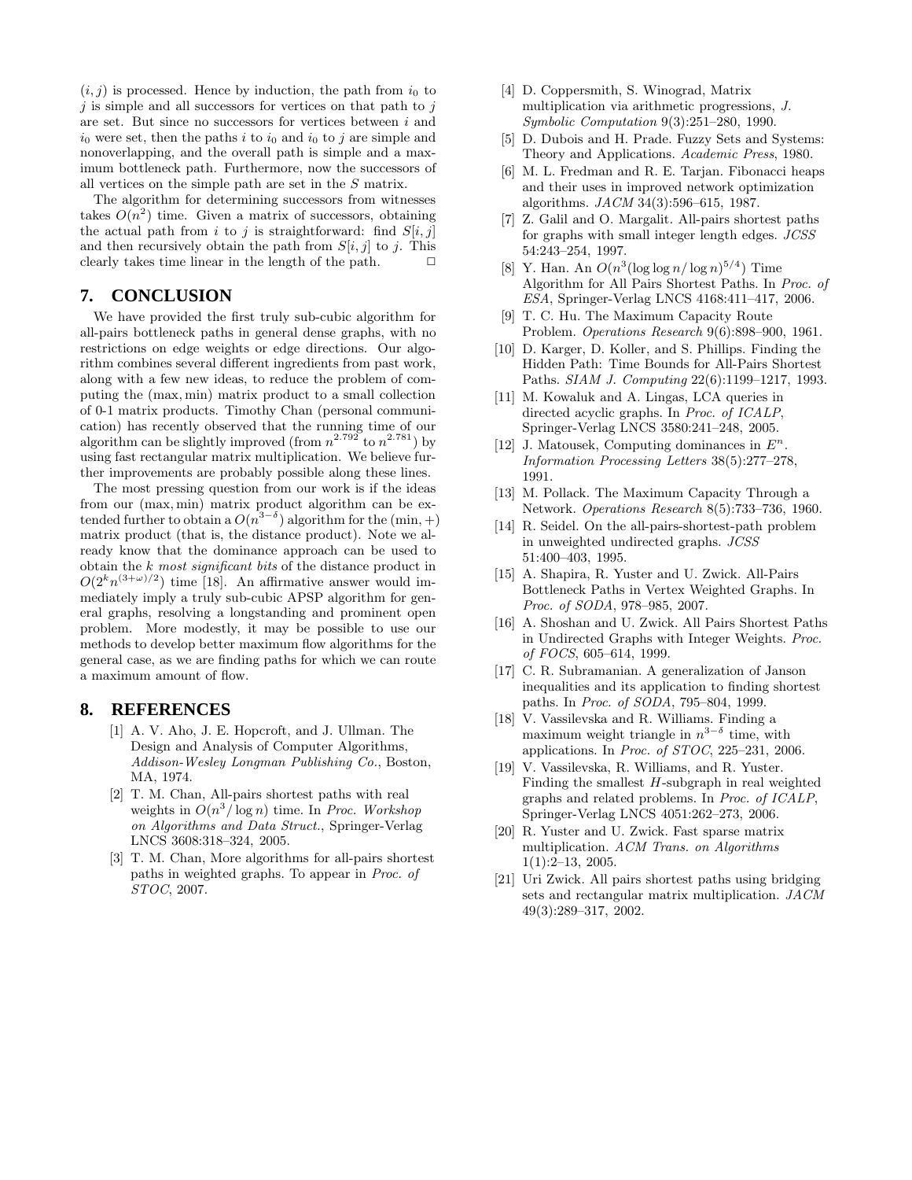$(i, j)$ is processed. Hence by induction, the path from $i_0$ to $j$ is simple and all successors for vertices on that path to $j$ are set. But since no successors for vertices between $i$ and $i_0$ were set, then the paths $i$ to $i_0$ and $i_0$ to $j$ are simple and nonoverlapping, and the overall path is simple and a maximum bottleneck path. Furthermore, now the successors of all vertices on the simple path are set in the $S$ matrix.

The algorithm for determining successors from witnesses takes $O(n^2)$ time. Given a matrix of successors, obtaining the actual path from $i$ to $j$ is straightforward: find $S[i, j]$ and then recursively obtain the path from $S[i, j]$ to $j$. This clearly takes time linear in the length of the path. $\square$

## 7. CONCLUSION

We have provided the first truly sub-cubic algorithm for all-pairs bottleneck paths in general dense graphs, with no restrictions on edge weights or edge directions. Our algorithm combines several different ingredients from past work, along with a few new ideas, to reduce the problem of computing the $(\max, \min)$ matrix product to a small collection of 0-1 matrix products. Timothy Chan (personal communication) has recently observed that the running time of our algorithm can be slightly improved (from $n^{2.792}$ to $n^{2.781}$) by using fast rectangular matrix multiplication. We believe further improvements are probably possible along these lines.

The most pressing question from our work is if the ideas from our $(\max, \min)$ matrix product algorithm can be extended further to obtain a $O(n^{3-\delta})$ algorithm for the $(\min, +)$ matrix product (that is, the distance product). Note we already know that the dominance approach can be used to obtain the $k$ *most significant bits* of the distance product in $O(2^k n^{(3+\omega)/2})$ time [18]. An affirmative answer would immediately imply a truly sub-cubic APSP algorithm for general graphs, resolving a longstanding and prominent open problem. More modestly, it may be possible to use our methods to develop better maximum flow algorithms for the general case, as we are finding paths for which we can route a maximum amount of flow.

## 8. REFERENCES

[1] A. V. Aho, J. E. Hopcroft, and J. Ullman. The Design and Analysis of Computer Algorithms, *Addison-Wesley Longman Publishing Co.*, Boston, MA, 1974.

[2] T. M. Chan, All-pairs shortest paths with real weights in $O(n^3/\log n)$ time. In *Proc. Workshop on Algorithms and Data Struct.*, Springer-Verlag LNCS 3608:318–324, 2005.

[3] T. M. Chan, More algorithms for all-pairs shortest paths in weighted graphs. To appear in *Proc. of STOC*, 2007.

[4] D. Coppersmith, S. Winograd, Matrix multiplication via arithmetic progressions, *J. Symbolic Computation* 9(3):251–280, 1990.

[5] D. Dubois and H. Prade. Fuzzy Sets and Systems: Theory and Applications. *Academic Press*, 1980.

[6] M. L. Fredman and R. E. Tarjan. Fibonacci heaps and their uses in improved network optimization algorithms. *JACM* 34(3):596–615, 1987.

[7] Z. Galil and O. Margalit. All-pairs shortest paths for graphs with small integer length edges. *JCSS* 54:243–254, 1997.

[8] Y. Han. An $O(n^3(\log\log n/\log n)^{5/4})$ Time Algorithm for All Pairs Shortest Paths. In *Proc. of ESA*, Springer-Verlag LNCS 4168:411–417, 2006.

[9] T. C. Hu. The Maximum Capacity Route Problem. *Operations Research* 9(6):898–900, 1961.

[10] D. Karger, D. Koller, and S. Phillips. Finding the Hidden Path: Time Bounds for All-Pairs Shortest Paths. *SIAM J. Computing* 22(6):1199–1217, 1993.

[11] M. Kowaluk and A. Lingas, LCA queries in directed acyclic graphs. In *Proc. of ICALP*, Springer-Verlag LNCS 3580:241–248, 2005.

[12] J. Matousek, Computing dominances in $E^n$. *Information Processing Letters* 38(5):277–278, 1991.

[13] M. Pollack. The Maximum Capacity Through a Network. *Operations Research* 8(5):733–736, 1960.

[14] R. Seidel. On the all-pairs-shortest-path problem in unweighted undirected graphs. *JCSS* 51:400–403, 1995.

[15] A. Shapira, R. Yuster and U. Zwick. All-Pairs Bottleneck Paths in Vertex Weighted Graphs. In *Proc. of SODA*, 978–985, 2007.

[16] A. Shoshan and U. Zwick. All Pairs Shortest Paths in Undirected Graphs with Integer Weights. *Proc. of FOCS*, 605–614, 1999.

[17] C. R. Subramanian. A generalization of Janson inequalities and its application to finding shortest paths. In *Proc. of SODA*, 795–804, 1999.

[18] V. Vassilevska and R. Williams. Finding a maximum weight triangle in $n^{3-\delta}$ time, with applications. In *Proc. of STOC*, 225–231, 2006.

[19] V. Vassilevska, R. Williams, and R. Yuster. Finding the smallest $H$-subgraph in real weighted graphs and related problems. In *Proc. of ICALP*, Springer-Verlag LNCS 4051:262–273, 2006.

[20] R. Yuster and U. Zwick. Fast sparse matrix multiplication. *ACM Trans. on Algorithms* 1(1):2–13, 2005.

[21] Uri Zwick. All pairs shortest paths using bridging sets and rectangular matrix multiplication. *JACM* 49(3):289–317, 2002.